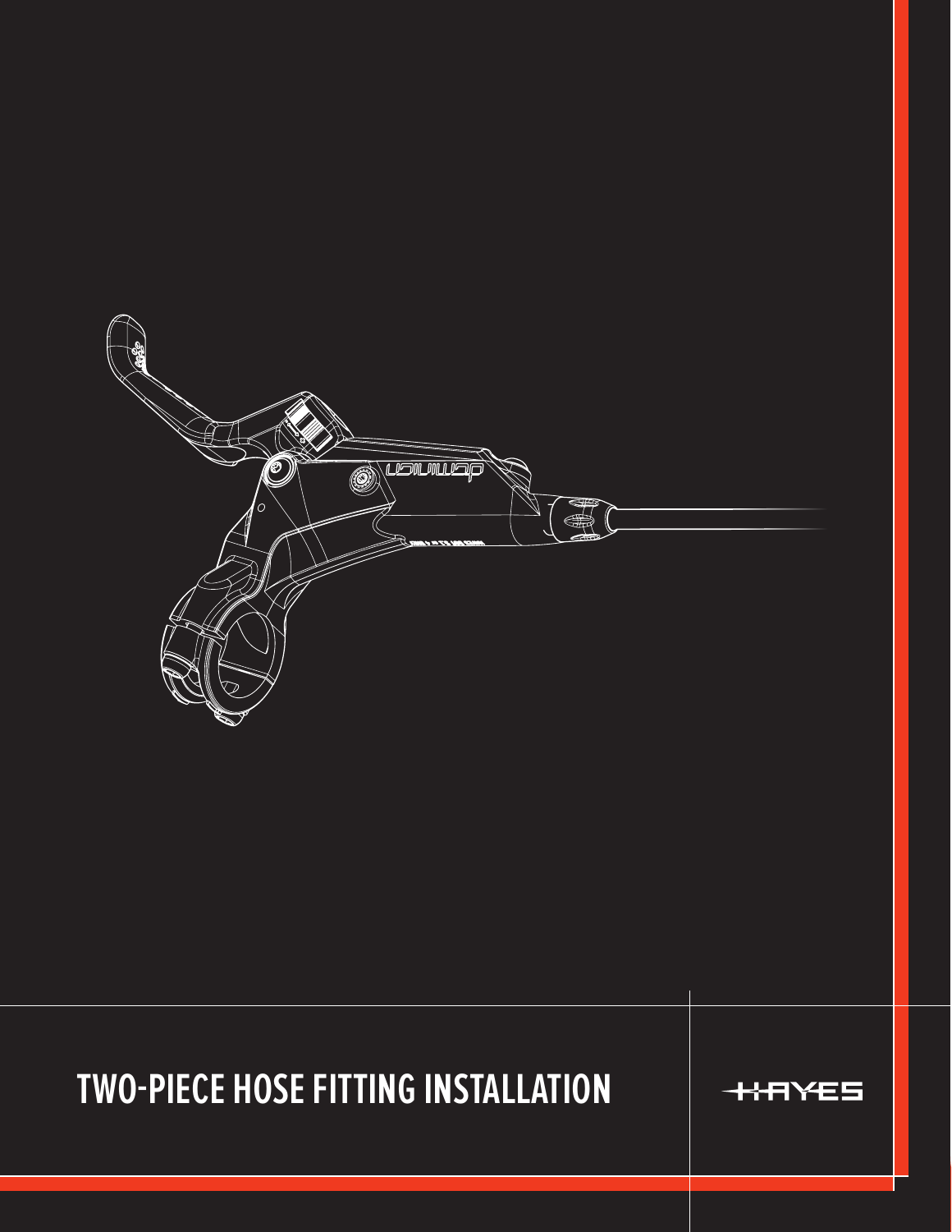# TWO-PIECE HOSE FITTING INSTALLATION

HAYES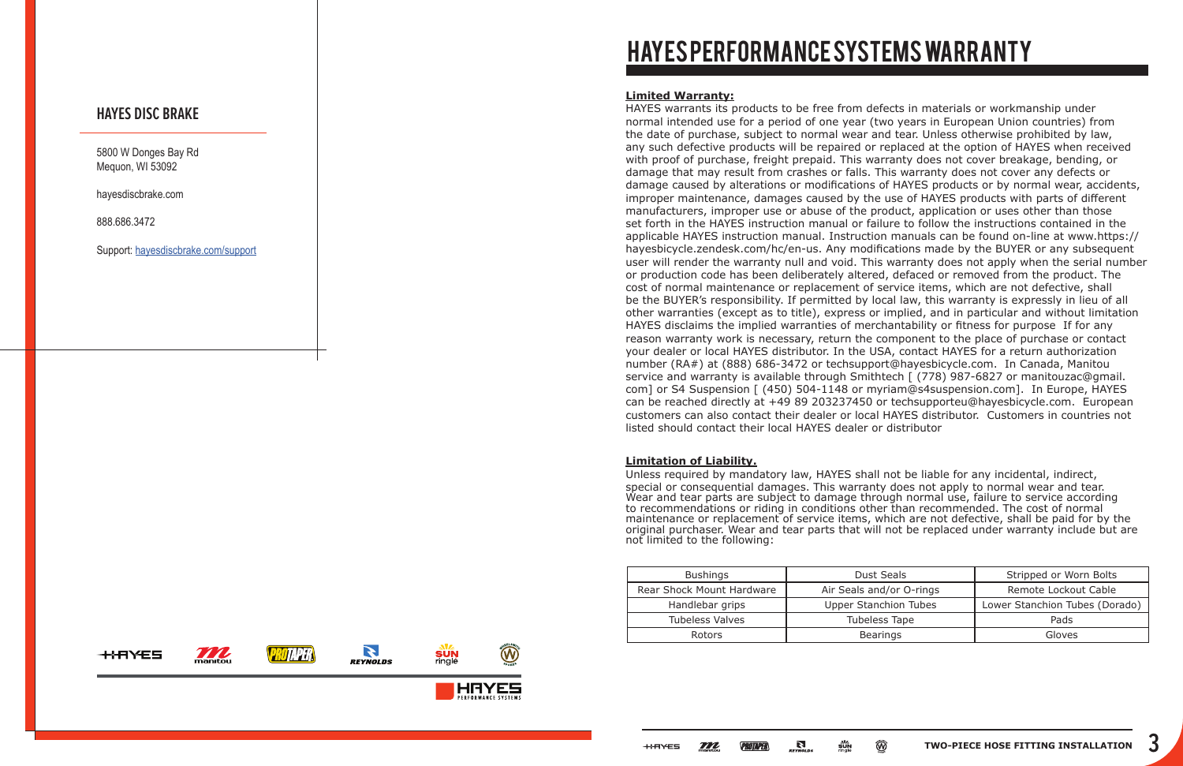## HAYES DISC BRAKE

5800 W Donges Bay Rd
Mequon, WI 53092

hayesdiscbrake.com

888.686.3472

Support: hayesdiscbrake.com/support

# HAYES PERFORMANCE SYSTEMS WARRANTY

**Limited Warranty:**

HAYES warrants its products to be free from defects in materials or workmanship under normal intended use for a period of one year (two years in European Union countries) from the date of purchase, subject to normal wear and tear. Unless otherwise prohibited by law, any such defective products will be repaired or replaced at the option of HAYES when received with proof of purchase, freight prepaid. This warranty does not cover breakage, bending, or damage that may result from crashes or falls. This warranty does not cover any defects or damage caused by alterations or modifications of HAYES products or by normal wear, accidents, improper maintenance, damages caused by the use of HAYES products with parts of different manufacturers, improper use or abuse of the product, application or uses other than those set forth in the HAYES instruction manual or failure to follow the instructions contained in the applicable HAYES instruction manual. Instruction manuals can be found on-line at www.https://hayesbicycle.zendesk.com/hc/en-us. Any modifications made by the BUYER or any subsequent user will render the warranty null and void. This warranty does not apply when the serial number or production code has been deliberately altered, defaced or removed from the product. The cost of normal maintenance or replacement of service items, which are not defective, shall be the BUYER's responsibility. If permitted by local law, this warranty is expressly in lieu of all other warranties (except as to title), express or implied, and in particular and without limitation HAYES disclaims the implied warranties of merchantability or fitness for purpose If for any reason warranty work is necessary, return the component to the place of purchase or contact your dealer or local HAYES distributor. In the USA, contact HAYES for a return authorization number (RA#) at (888) 686-3472 or techsupport@hayesbicycle.com. In Canada, Manitou service and warranty is available through Smithtech [ (778) 987-6827 or manitouzac@gmail.com] or S4 Suspension [ (450) 504-1148 or myriam@s4suspension.com]. In Europe, HAYES can be reached directly at +49 89 203237450 or techsupporteu@hayesbicycle.com. European customers can also contact their dealer or local HAYES distributor. Customers in countries not listed should contact their local HAYES dealer or distributor

**Limitation of Liability.**

Unless required by mandatory law, HAYES shall not be liable for any incidental, indirect, special or consequential damages. This warranty does not apply to normal wear and tear. Wear and tear parts are subject to damage through normal use, failure to service according to recommendations or riding in conditions other than recommended. The cost of normal maintenance or replacement of service items, which are not defective, shall be paid for by the original purchaser. Wear and tear parts that will not be replaced under warranty include but are not limited to the following:

| Bushings | Dust Seals | Stripped or Worn Bolts |
|---|---|---|
| Rear Shock Mount Hardware | Air Seals and/or O-rings | Remote Lockout Cable |
| Handlebar grips | Upper Stanchion Tubes | Lower Stanchion Tubes (Dorado) |
| Tubeless Valves | Tubeless Tape | Pads |
| Rotors | Bearings | Gloves |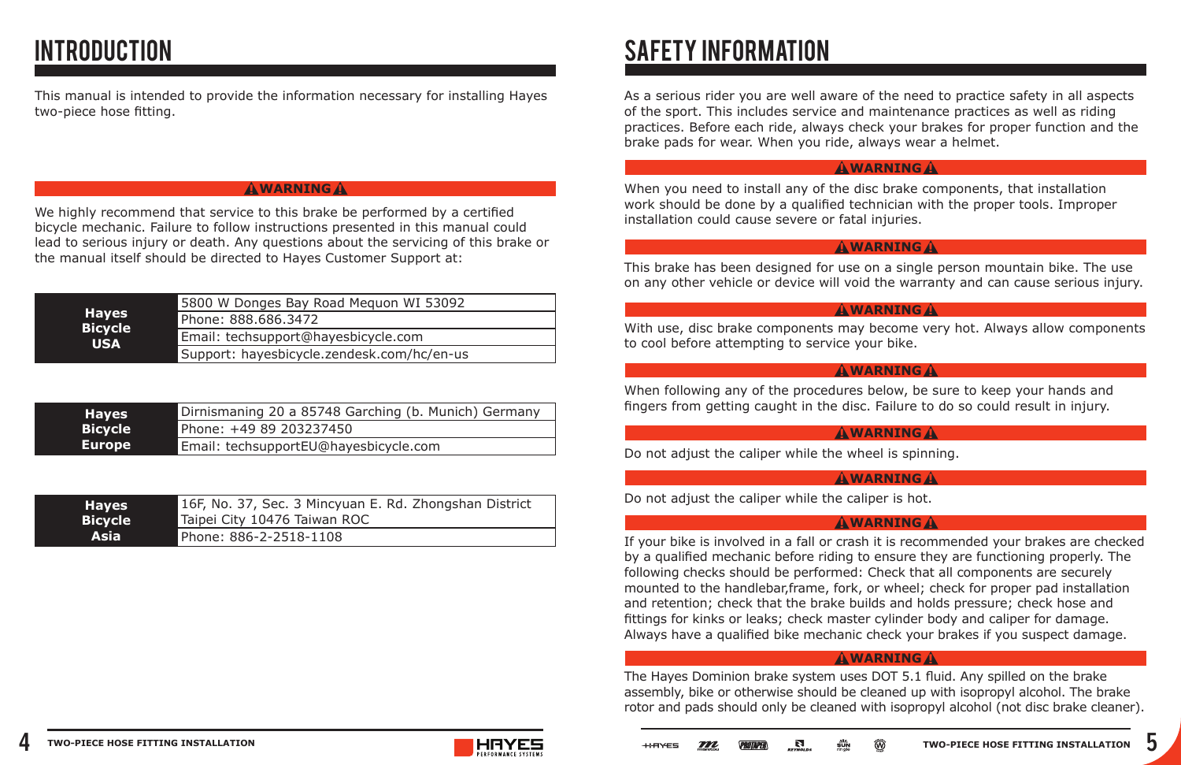# INTRODUCTION

This manual is intended to provide the information necessary for installing Hayes two-piece hose fitting.

**⚠WARNING⚠**

We highly recommend that service to this brake be performed by a certified bicycle mechanic. Failure to follow instructions presented in this manual could lead to serious injury or death. Any questions about the servicing of this brake or the manual itself should be directed to Hayes Customer Support at:

| Hayes Bicycle USA | 5800 W Donges Bay Road Mequon WI 53092 |
|---|---|
| | Phone: 888.686.3472 |
| | Email: techsupport@hayesbicycle.com |
| | Support: hayesbicycle.zendesk.com/hc/en-us |

| Hayes Bicycle Europe | Dirnismaning 20 a 85748 Garching (b. Munich) Germany |
|---|---|
| | Phone: +49 89 203237450 |
| | Email: techsupportEU@hayesbicycle.com |

| Hayes Bicycle Asia | 16F, No. 37, Sec. 3 Mincyuan E. Rd. Zhongshan District Taipei City 10476 Taiwan ROC |
|---|---|
| | Phone: 886-2-2518-1108 |

# SAFETY INFORMATION

As a serious rider you are well aware of the need to practice safety in all aspects of the sport. This includes service and maintenance practices as well as riding practices. Before each ride, always check your brakes for proper function and the brake pads for wear. When you ride, always wear a helmet.

**⚠WARNING⚠**

When you need to install any of the disc brake components, that installation work should be done by a qualified technician with the proper tools. Improper installation could cause severe or fatal injuries.

**⚠WARNING⚠**

This brake has been designed for use on a single person mountain bike. The use on any other vehicle or device will void the warranty and can cause serious injury.

**⚠WARNING⚠**

With use, disc brake components may become very hot. Always allow components to cool before attempting to service your bike.

**⚠WARNING⚠**

When following any of the procedures below, be sure to keep your hands and fingers from getting caught in the disc. Failure to do so could result in injury.

**⚠WARNING⚠**

Do not adjust the caliper while the wheel is spinning.

**⚠WARNING⚠**

Do not adjust the caliper while the caliper is hot.

**⚠WARNING⚠**

If your bike is involved in a fall or crash it is recommended your brakes are checked by a qualified mechanic before riding to ensure they are functioning properly. The following checks should be performed: Check that all components are securely mounted to the handlebar,frame, fork, or wheel; check for proper pad installation and retention; check that the brake builds and holds pressure; check hose and fittings for kinks or leaks; check master cylinder body and caliper for damage. Always have a qualified bike mechanic check your brakes if you suspect damage.

**⚠WARNING⚠**

The Hayes Dominion brake system uses DOT 5.1 fluid. Any spilled on the brake assembly, bike or otherwise should be cleaned up with isopropyl alcohol. The brake rotor and pads should only be cleaned with isopropyl alcohol (not disc brake cleaner).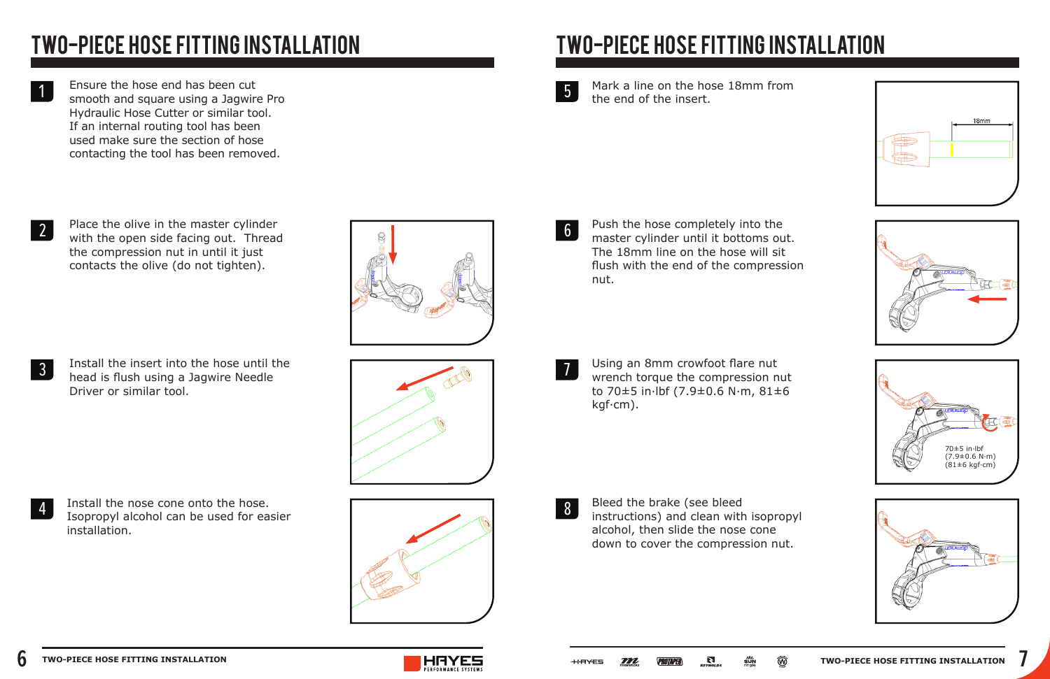# TWO-PIECE HOSE FITTING INSTALLATION

1. Ensure the hose end has been cut smooth and square using a Jagwire Pro Hydraulic Hose Cutter or similar tool. If an internal routing tool has been used make sure the section of hose contacting the tool has been removed.

2. Place the olive in the master cylinder with the open side facing out. Thread the compression nut in until it just contacts the olive (do not tighten).

3. Install the insert into the hose until the head is flush using a Jagwire Needle Driver or similar tool.

4. Install the nose cone onto the hose. Isopropyl alcohol can be used for easier installation.

# TWO-PIECE HOSE FITTING INSTALLATION

5. Mark a line on the hose 18mm from the end of the insert.

6. Push the hose completely into the master cylinder until it bottoms out. The 18mm line on the hose will sit flush with the end of the compression nut.

7. Using an 8mm crowfoot flare nut wrench torque the compression nut to 70±5 in·lbf (7.9±0.6 N·m, 81±6 kgf·cm).

8. Bleed the brake (see bleed instructions) and clean with isopropyl alcohol, then slide the nose cone down to cover the compression nut.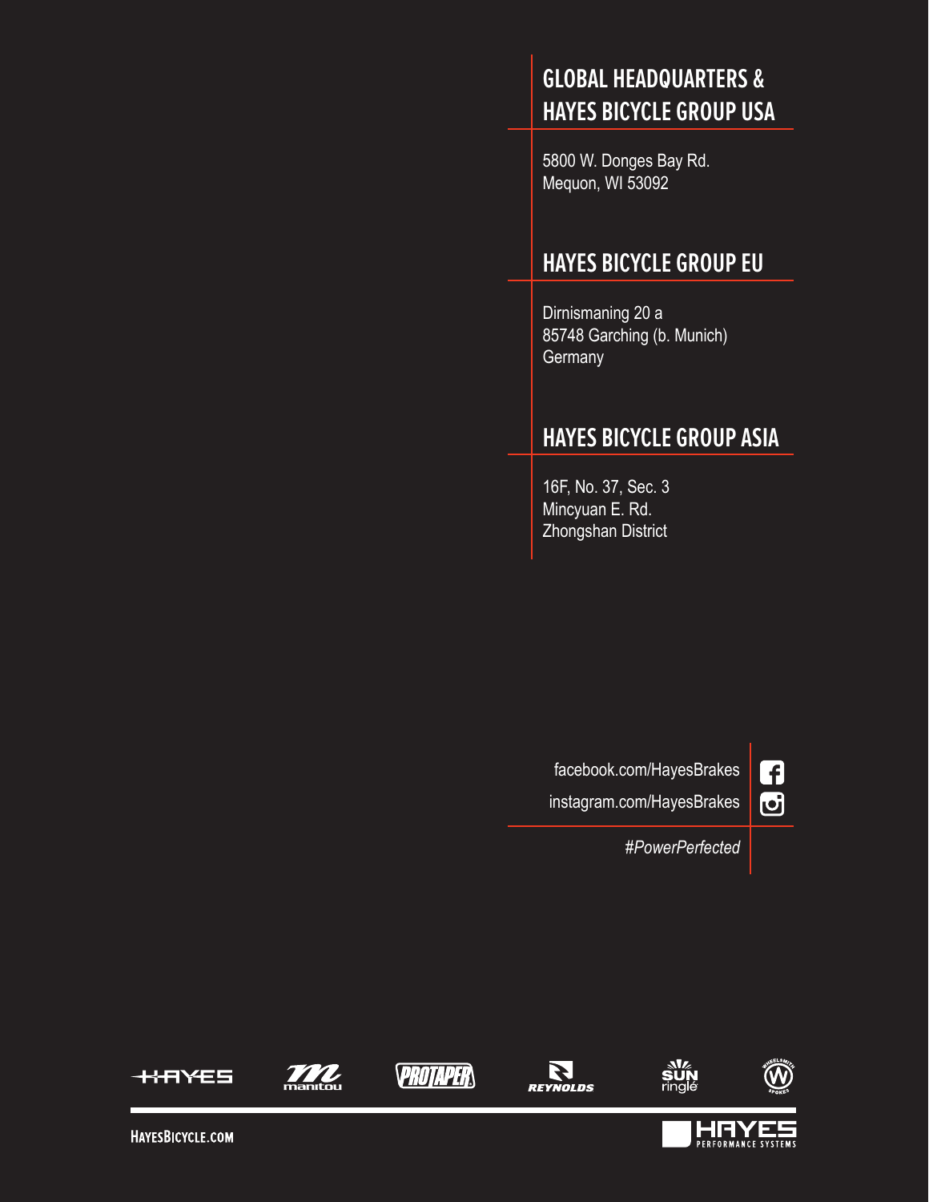## GLOBAL HEADQUARTERS & HAYES BICYCLE GROUP USA

5800 W. Donges Bay Rd.
Mequon, WI 53092

## HAYES BICYCLE GROUP EU

Dirnismaning 20 a
85748 Garching (b. Munich)
Germany

## HAYES BICYCLE GROUP ASIA

16F, No. 37, Sec. 3
Mincyuan E. Rd.
Zhongshan District

facebook.com/HayesBrakes
instagram.com/HayesBrakes

*#PowerPerfected*

HAYES · manitou · PROTAPER · REYNOLDS · SUN ringlé · WHEELSMITH SPOKES

HAYESBICYCLE.COM

HAYES PERFORMANCE SYSTEMS